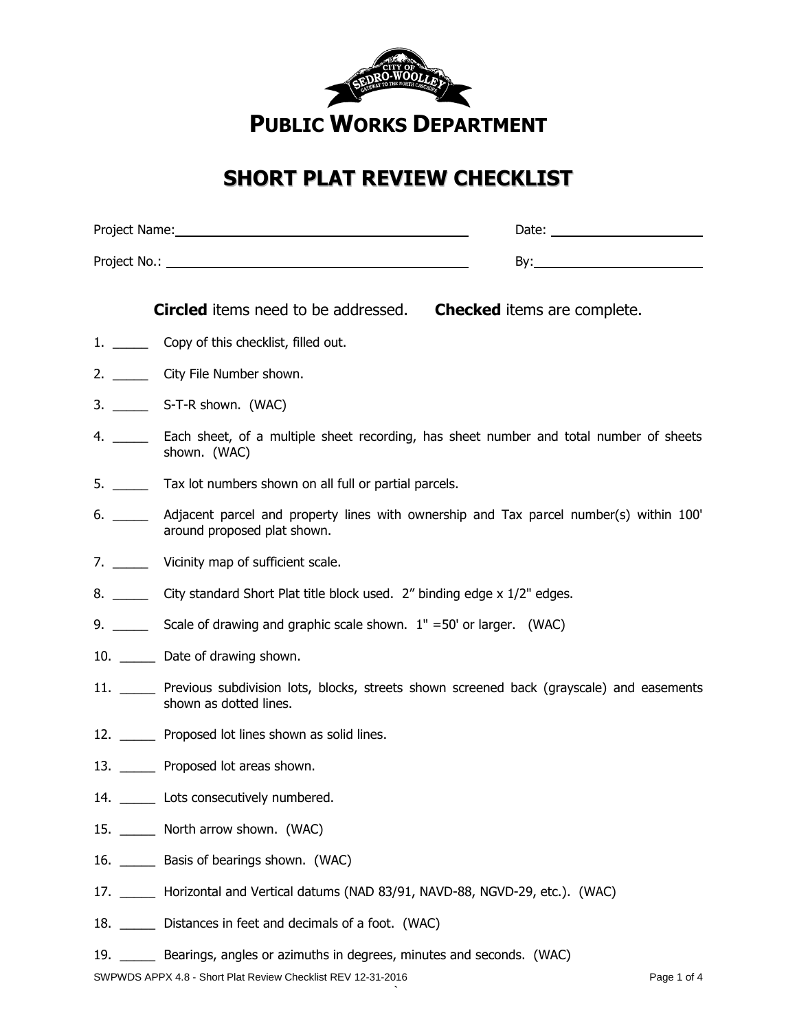# PUBLIC WORKS DEPARTMENT

## SHORT PLAT REVIEW CHECKLIST

Project Name: ______________________________ Date: ______________

Project No.: ______________________________ By: ______________

**Circled** items need to be addressed. **Checked** items are complete.

1. _____ Copy of this checklist, filled out.
2. _____ City File Number shown.
3. _____ S-T-R shown. (WAC)
4. _____ Each sheet, of a multiple sheet recording, has sheet number and total number of sheets shown. (WAC)
5. _____ Tax lot numbers shown on all full or partial parcels.
6. _____ Adjacent parcel and property lines with ownership and Tax parcel number(s) within 100' around proposed plat shown.
7. _____ Vicinity map of sufficient scale.
8. _____ City standard Short Plat title block used. 2" binding edge x 1/2" edges.
9. _____ Scale of drawing and graphic scale shown. 1" =50' or larger. (WAC)
10. _____ Date of drawing shown.
11. _____ Previous subdivision lots, blocks, streets shown screened back (grayscale) and easements shown as dotted lines.
12. _____ Proposed lot lines shown as solid lines.
13. _____ Proposed lot areas shown.
14. _____ Lots consecutively numbered.
15. _____ North arrow shown. (WAC)
16. _____ Basis of bearings shown. (WAC)
17. _____ Horizontal and Vertical datums (NAD 83/91, NAVD-88, NGVD-29, etc.). (WAC)
18. _____ Distances in feet and decimals of a foot. (WAC)
19. _____ Bearings, angles or azimuths in degrees, minutes and seconds. (WAC)

SWPWDS APPX 4.8 - Short Plat Review Checklist REV 12-31-2016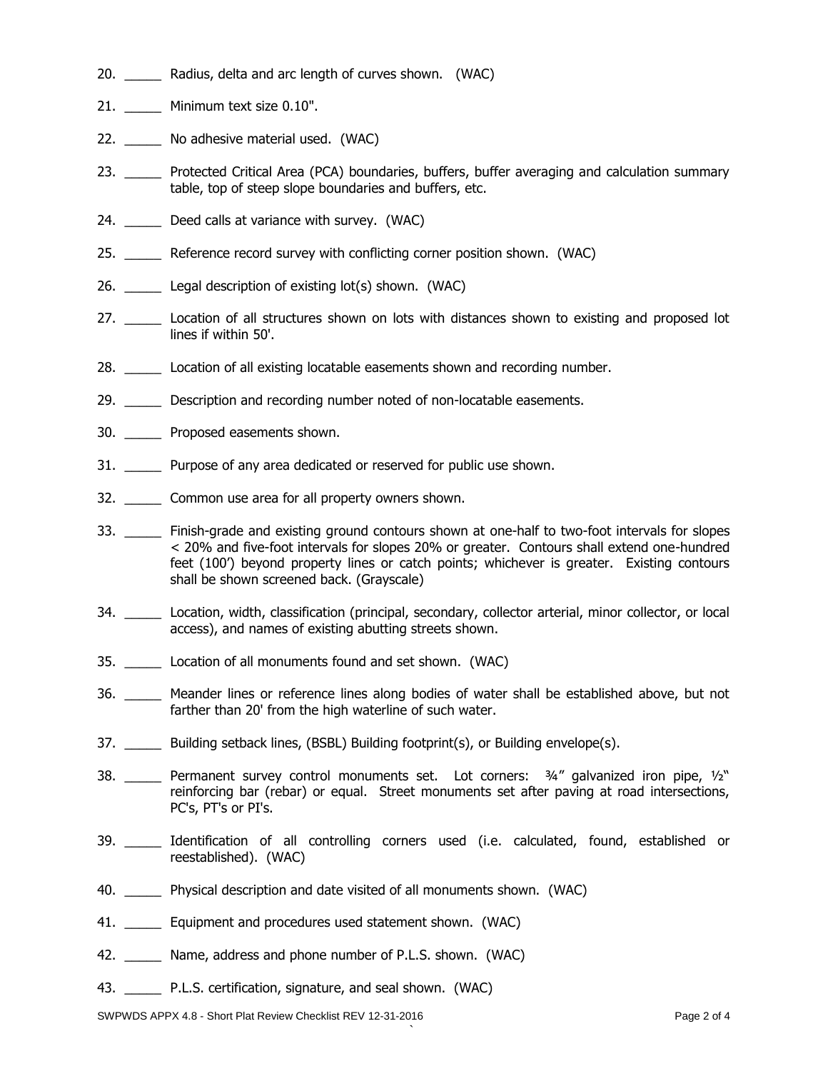20. _____ Radius, delta and arc length of curves shown. (WAC)

21. _____ Minimum text size 0.10".

22. _____ No adhesive material used. (WAC)

23. _____ Protected Critical Area (PCA) boundaries, buffers, buffer averaging and calculation summary table, top of steep slope boundaries and buffers, etc.

24. _____ Deed calls at variance with survey. (WAC)

25. _____ Reference record survey with conflicting corner position shown. (WAC)

26. _____ Legal description of existing lot(s) shown. (WAC)

27. _____ Location of all structures shown on lots with distances shown to existing and proposed lot lines if within 50'.

28. _____ Location of all existing locatable easements shown and recording number.

29. _____ Description and recording number noted of non-locatable easements.

30. _____ Proposed easements shown.

31. _____ Purpose of any area dedicated or reserved for public use shown.

32. _____ Common use area for all property owners shown.

33. _____ Finish-grade and existing ground contours shown at one-half to two-foot intervals for slopes < 20% and five-foot intervals for slopes 20% or greater. Contours shall extend one-hundred feet (100') beyond property lines or catch points; whichever is greater. Existing contours shall be shown screened back. (Grayscale)

34. _____ Location, width, classification (principal, secondary, collector arterial, minor collector, or local access), and names of existing abutting streets shown.

35. _____ Location of all monuments found and set shown. (WAC)

36. _____ Meander lines or reference lines along bodies of water shall be established above, but not farther than 20' from the high waterline of such water.

37. _____ Building setback lines, (BSBL) Building footprint(s), or Building envelope(s).

38. _____ Permanent survey control monuments set. Lot corners: ¾" galvanized iron pipe, ½" reinforcing bar (rebar) or equal. Street monuments set after paving at road intersections, PC's, PT's or PI's.

39. _____ Identification of all controlling corners used (i.e. calculated, found, established or reestablished). (WAC)

40. _____ Physical description and date visited of all monuments shown. (WAC)

41. _____ Equipment and procedures used statement shown. (WAC)

42. _____ Name, address and phone number of P.L.S. shown. (WAC)

43. _____ P.L.S. certification, signature, and seal shown. (WAC)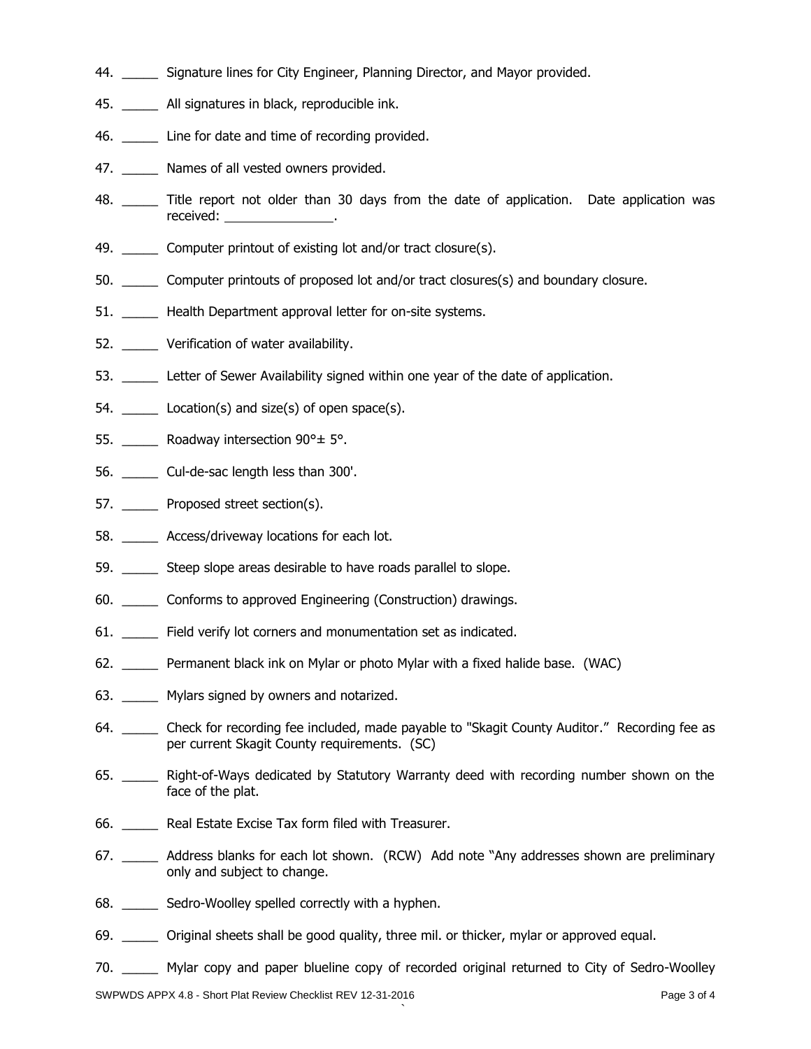44. _____ Signature lines for City Engineer, Planning Director, and Mayor provided.

45. _____ All signatures in black, reproducible ink.

46. _____ Line for date and time of recording provided.

47. _____ Names of all vested owners provided.

48. _____ Title report not older than 30 days from the date of application. Date application was received: _______________.

49. _____ Computer printout of existing lot and/or tract closure(s).

50. _____ Computer printouts of proposed lot and/or tract closures(s) and boundary closure.

51. _____ Health Department approval letter for on-site systems.

52. _____ Verification of water availability.

53. _____ Letter of Sewer Availability signed within one year of the date of application.

54. _____ Location(s) and size(s) of open space(s).

55. _____ Roadway intersection 90°± 5°.

56. _____ Cul-de-sac length less than 300'.

57. _____ Proposed street section(s).

58. _____ Access/driveway locations for each lot.

59. _____ Steep slope areas desirable to have roads parallel to slope.

60. _____ Conforms to approved Engineering (Construction) drawings.

61. _____ Field verify lot corners and monumentation set as indicated.

62. _____ Permanent black ink on Mylar or photo Mylar with a fixed halide base. (WAC)

63. _____ Mylars signed by owners and notarized.

64. _____ Check for recording fee included, made payable to "Skagit County Auditor." Recording fee as per current Skagit County requirements. (SC)

65. _____ Right-of-Ways dedicated by Statutory Warranty deed with recording number shown on the face of the plat.

66. _____ Real Estate Excise Tax form filed with Treasurer.

67. _____ Address blanks for each lot shown. (RCW) Add note "Any addresses shown are preliminary only and subject to change.

68. _____ Sedro-Woolley spelled correctly with a hyphen.

69. _____ Original sheets shall be good quality, three mil. or thicker, mylar or approved equal.

70. _____ Mylar copy and paper blueline copy of recorded original returned to City of Sedro-Woolley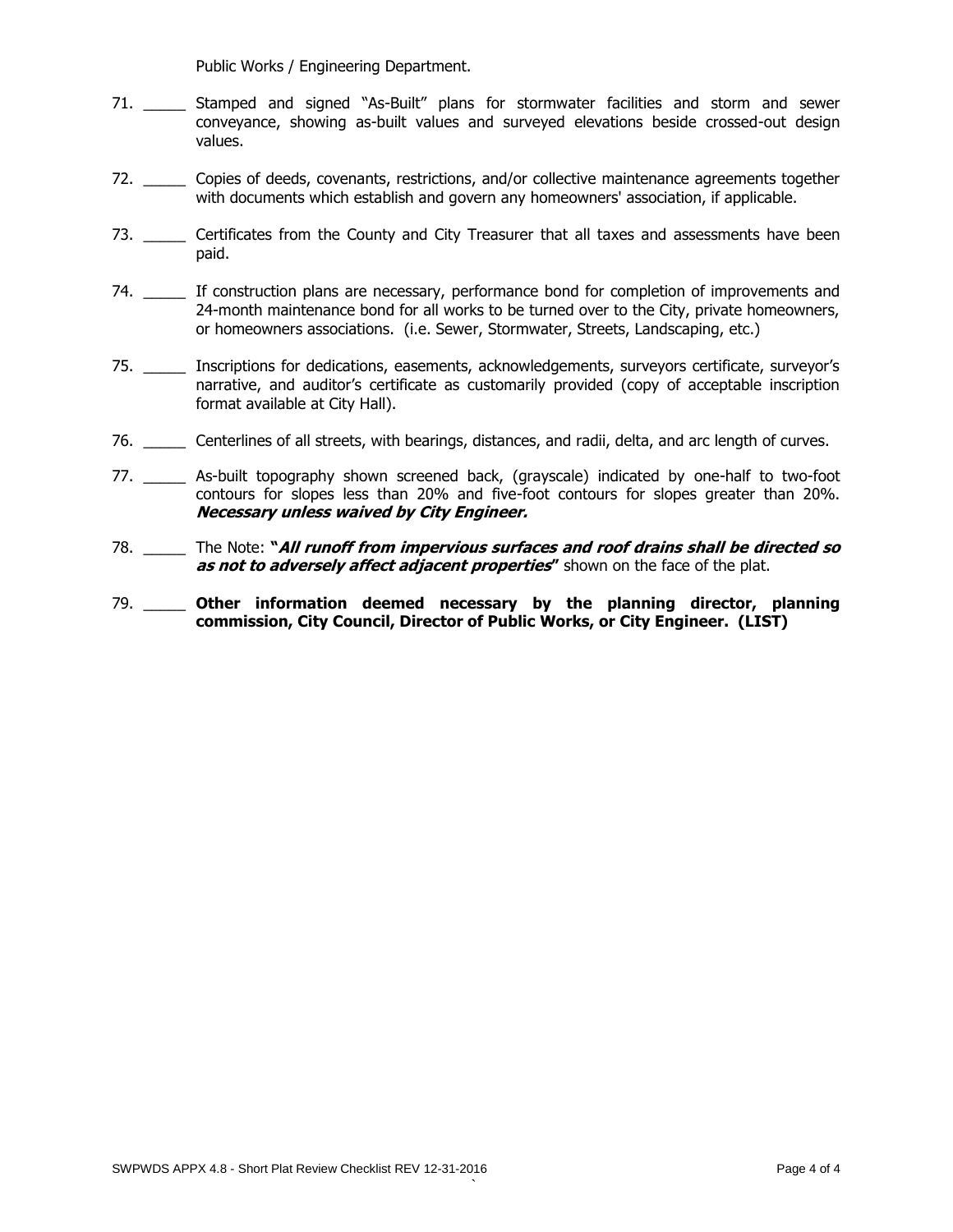Public Works / Engineering Department.

71. _____ Stamped and signed "As-Built" plans for stormwater facilities and storm and sewer conveyance, showing as-built values and surveyed elevations beside crossed-out design values.

72. _____ Copies of deeds, covenants, restrictions, and/or collective maintenance agreements together with documents which establish and govern any homeowners' association, if applicable.

73. _____ Certificates from the County and City Treasurer that all taxes and assessments have been paid.

74. _____ If construction plans are necessary, performance bond for completion of improvements and 24-month maintenance bond for all works to be turned over to the City, private homeowners, or homeowners associations. (i.e. Sewer, Stormwater, Streets, Landscaping, etc.)

75. _____ Inscriptions for dedications, easements, acknowledgements, surveyors certificate, surveyor's narrative, and auditor's certificate as customarily provided (copy of acceptable inscription format available at City Hall).

76. _____ Centerlines of all streets, with bearings, distances, and radii, delta, and arc length of curves.

77. _____ As-built topography shown screened back, (grayscale) indicated by one-half to two-foot contours for slopes less than 20% and five-foot contours for slopes greater than 20%. ***Necessary unless waived by City Engineer.***

78. _____ The Note: **"*All runoff from impervious surfaces and roof drains shall be directed so as not to adversely affect adjacent properties*"** shown on the face of the plat.

79. _____ **Other information deemed necessary by the planning director, planning commission, City Council, Director of Public Works, or City Engineer. (LIST)**